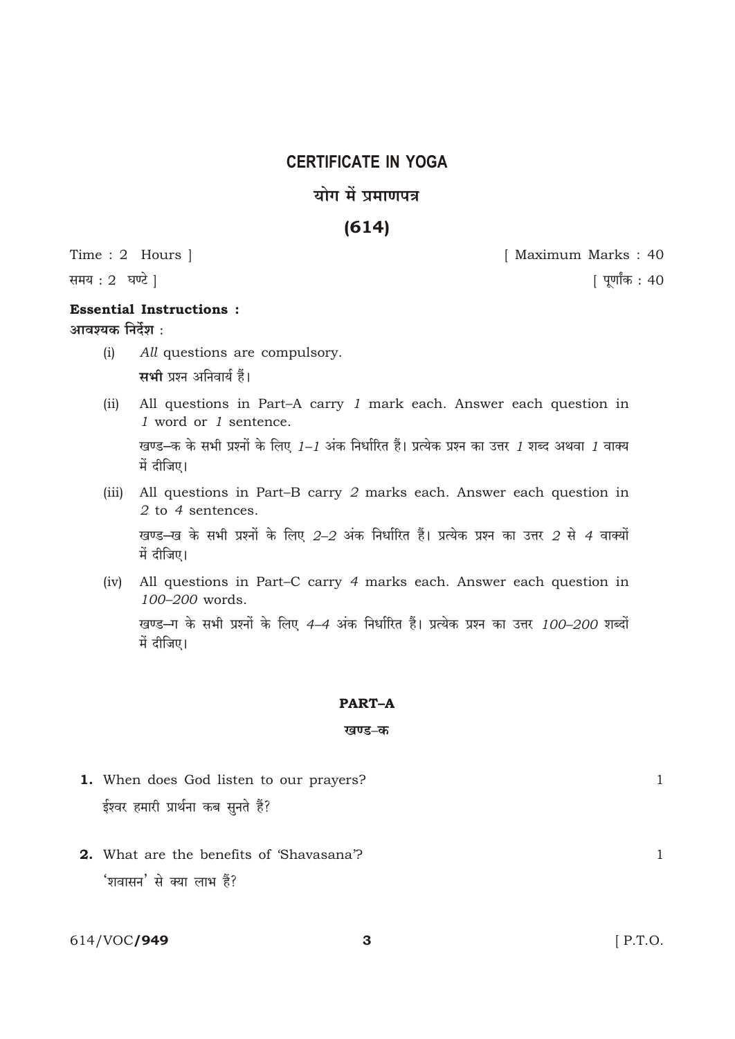# CERTIFICATE IN YOGA

## योग में प्रमाणपत्र

## (614)

Time : 2 Hours ] [ Maximum Marks : 40

समय : 2 घण्टे ] [ पूर्णांक : 40

**Essential Instructions :**

**आवश्यक निर्देश :**

(i) *All* questions are compulsory.

**सभी** प्रश्न अनिवार्य हैं।

(ii) All questions in Part–A carry *1* mark each. Answer each question in *1* word or *1* sentence.

खण्ड–क के सभी प्रश्नों के लिए *1–1* अंक निर्धारित हैं। प्रत्येक प्रश्न का उत्तर *1* शब्द अथवा *1* वाक्य में दीजिए।

(iii) All questions in Part–B carry *2* marks each. Answer each question in *2* to *4* sentences.

खण्ड–ख के सभी प्रश्नों के लिए *2–2* अंक निर्धारित हैं। प्रत्येक प्रश्न का उत्तर *2* से *4* वाक्यों में दीजिए।

(iv) All questions in Part–C carry *4* marks each. Answer each question in *100–200* words.

खण्ड–ग के सभी प्रश्नों के लिए *4–4* अंक निर्धारित हैं। प्रत्येक प्रश्न का उत्तर *100–200* शब्दों में दीजिए।

## PART–A

## खण्ड–क

**1.** When does God listen to our prayers? 1

ईश्वर हमारी प्रार्थना कब सुनते हैं?

**2.** What are the benefits of 'Shavasana'? 1

'शवासन' से क्या लाभ हैं?

614/VOC/**949** [ P.T.O.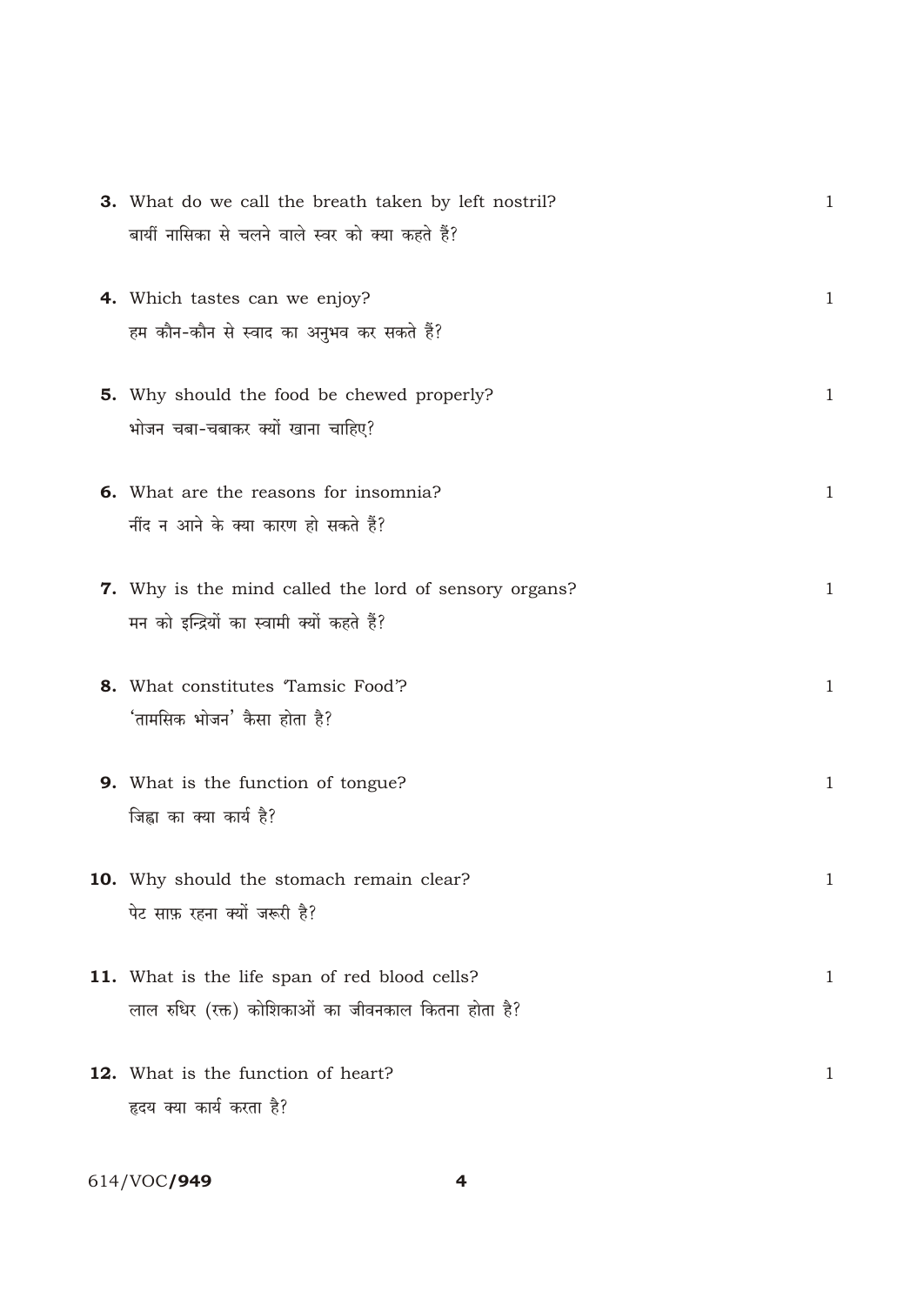**3.** What do we call the breath taken by left nostril? 1

बायीं नासिका से चलने वाले स्वर को क्या कहते हैं?

**4.** Which tastes can we enjoy? 1

हम कौन-कौन से स्वाद का अनुभव कर सकते हैं?

**5.** Why should the food be chewed properly? 1

भोजन चबा-चबाकर क्यों खाना चाहिए?

**6.** What are the reasons for insomnia? 1

नींद न आने के क्या कारण हो सकते हैं?

**7.** Why is the mind called the lord of sensory organs? 1

मन को इन्द्रियों का स्वामी क्यों कहते हैं?

**8.** What constitutes 'Tamsic Food'? 1

'तामसिक भोजन' कैसा होता है?

**9.** What is the function of tongue? 1

जिह्वा का क्या कार्य है?

**10.** Why should the stomach remain clear? 1

पेट साफ़ रहना क्यों जरूरी है?

**11.** What is the life span of red blood cells? 1

लाल रुधिर (रक्त) कोशिकाओं का जीवनकाल कितना होता है?

**12.** What is the function of heart? 1

हृदय क्या कार्य करता है?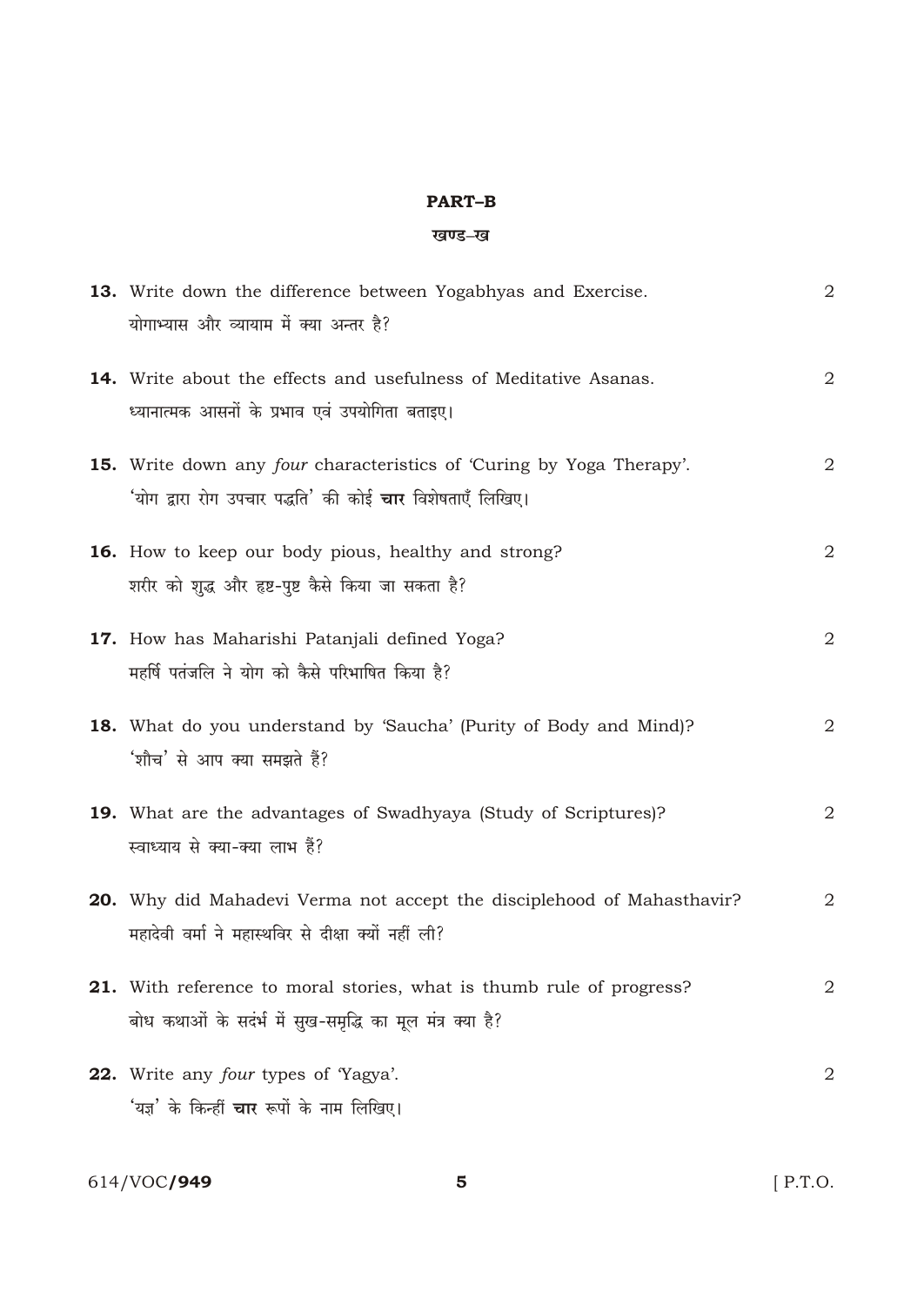## PART–B

### खण्ड–ख

**13.** Write down the difference between Yogabhyas and Exercise. 2

योगाभ्यास और व्यायाम में क्या अन्तर है?

**14.** Write about the effects and usefulness of Meditative Asanas. 2

ध्यानात्मक आसनों के प्रभाव एवं उपयोगिता बताइए।

**15.** Write down any *four* characteristics of 'Curing by Yoga Therapy'. 2

'योग द्वारा रोग उपचार पद्धति' की कोई **चार** विशेषताएँ लिखिए।

**16.** How to keep our body pious, healthy and strong? 2

शरीर को शुद्ध और हृष्ट-पुष्ट कैसे किया जा सकता है?

**17.** How has Maharishi Patanjali defined Yoga? 2

महर्षि पतंजलि ने योग को कैसे परिभाषित किया है?

**18.** What do you understand by 'Saucha' (Purity of Body and Mind)? 2

'शौच' से आप क्या समझते हैं?

**19.** What are the advantages of Swadhyaya (Study of Scriptures)? 2

स्वाध्याय से क्या-क्या लाभ हैं?

**20.** Why did Mahadevi Verma not accept the disciplehood of Mahasthavir? 2

महादेवी वर्मा ने महास्थविर से दीक्षा क्यों नहीं ली?

**21.** With reference to moral stories, what is thumb rule of progress? 2

बोध कथाओं के संदर्भ में सुख-समृद्धि का मूल मंत्र क्या है?

**22.** Write any *four* types of 'Yagya'. 2

'यज्ञ' के किन्हीं **चार** रूपों के नाम लिखिए।

614/VOC/**949** [ P.T.O.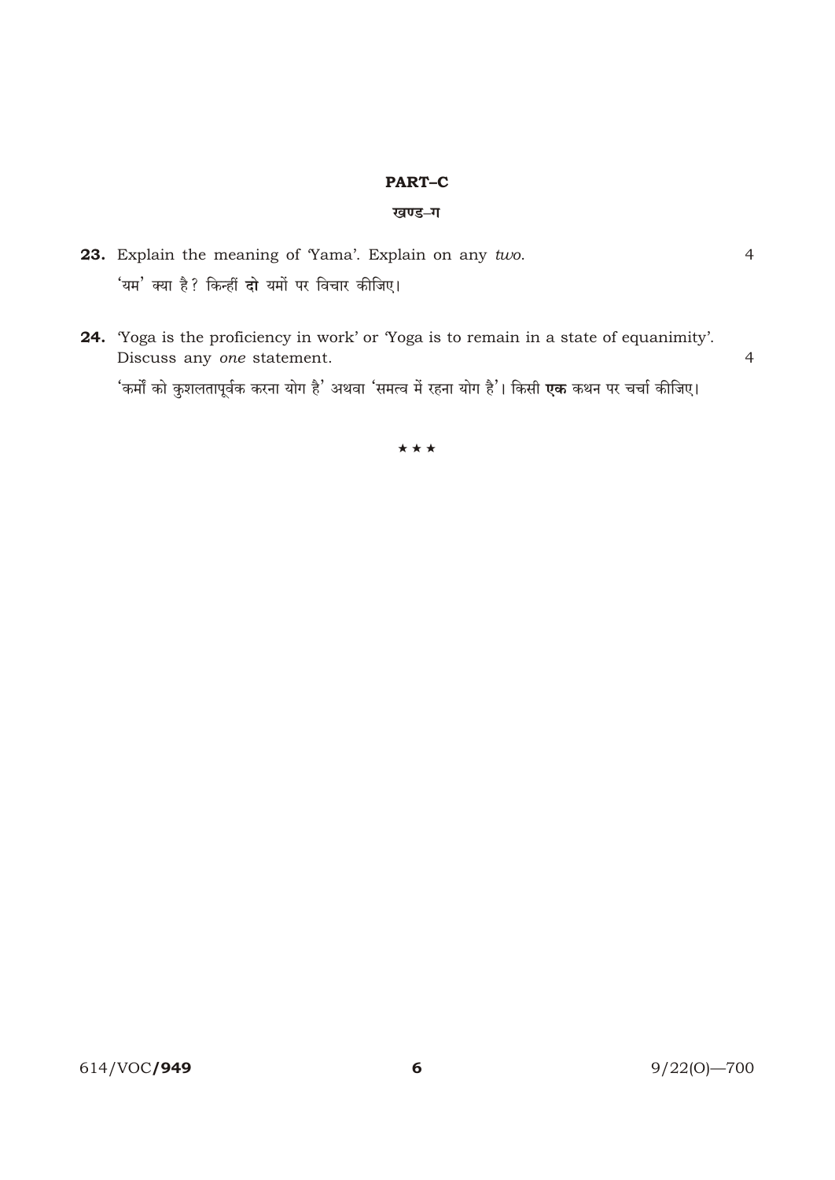## PART–C

### खण्ड–ग

**23.** Explain the meaning of 'Yama'. Explain on any *two*. 4

'यम' क्या है? किन्हीं **दो** यमों पर विचार कीजिए।

**24.** 'Yoga is the proficiency in work' or 'Yoga is to remain in a state of equanimity'. Discuss any *one* statement. 4

'कर्मों को कुशलतापूर्वक करना योग है' अथवा 'समत्व में रहना योग है'। किसी **एक** कथन पर चर्चा कीजिए।

★ ★ ★